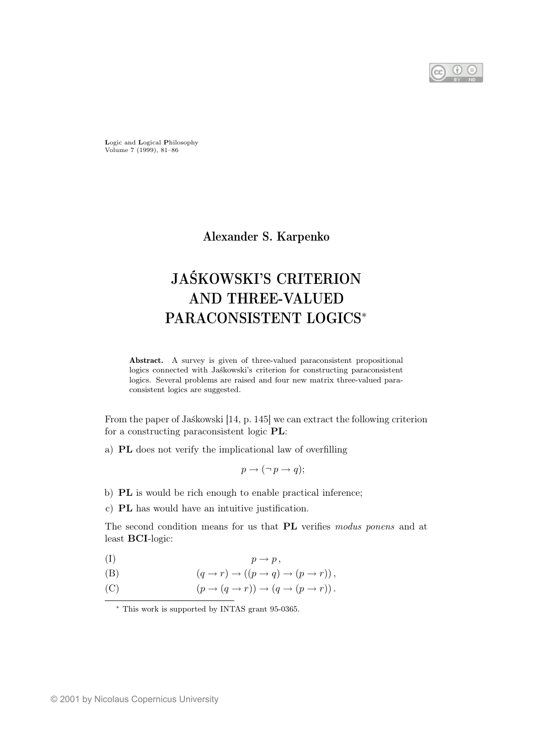Logic and Logical Philosophy
Volume 7 (1999), 81–86

**Alexander S. Karpenko**

# JAŚKOWSKI'S CRITERION AND THREE-VALUED PARACONSISTENT LOGICS*

**Abstract.** A survey is given of three-valued paraconsistent propositional logics connected with Jaśkowski's criterion for constructing paraconsistent logics. Several problems are raised and four new matrix three-valued paraconsistent logics are suggested.

From the paper of Jaśkowski [14, p. 145] we can extract the following criterion for a constructing paraconsistent logic **PL**:

a) **PL** does not verify the implicational law of overfilling

$$p \to (\neg p \to q);$$

b) **PL** is would be rich enough to enable practical inference;

c) **PL** has would have an intuitive justification.

The second condition means for us that **PL** verifies *modus ponens* and at least **BCI**-logic:

(I) $$p \to p\,,$$

(B) $$(q \to r) \to ((p \to q) \to (p \to r))\,,$$

(C) $$(p \to (q \to r)) \to (q \to (p \to r))\,.$$

* This work is supported by INTAS grant 95-0365.

© 2001 by Nicolaus Copernicus University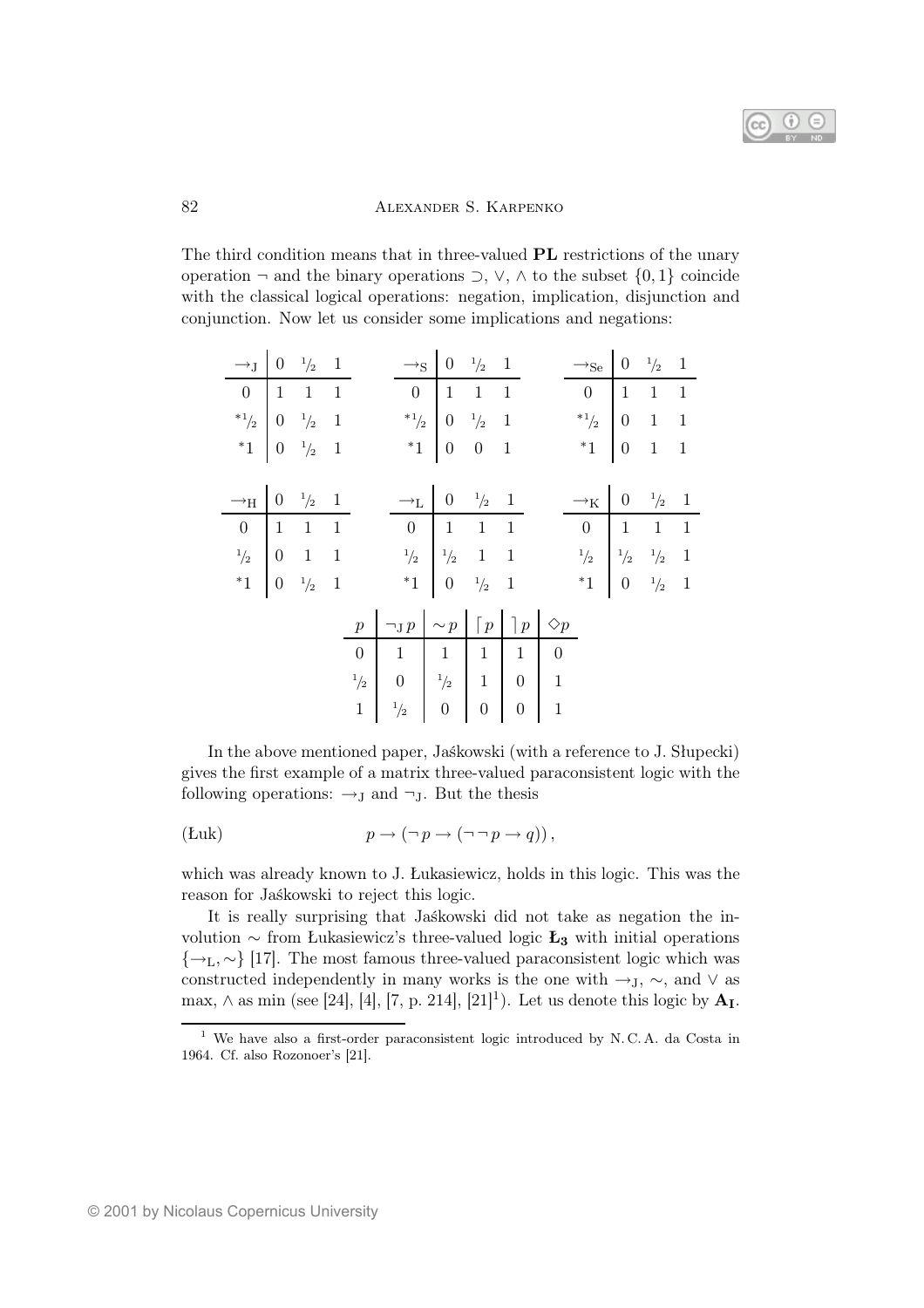The third condition means that in three-valued **PL** restrictions of the unary operation $\neg$ and the binary operations $\supset$, $\vee$, $\wedge$ to the subset $\{0, 1\}$ coincide with the classical logical operations: negation, implication, disjunction and conjunction. Now let us consider some implications and negations:

| $\to_{\mathrm{J}}$ | $0$ | $^1/_2$ | $1$ |
|---|---|---|---|
| $0$ | $1$ | $1$ | $1$ |
| $^*{}^1/_2$ | $0$ | $^1/_2$ | $1$ |
| $^*1$ | $0$ | $^1/_2$ | $1$ |

| $\to_{\mathrm{S}}$ | $0$ | $^1/_2$ | $1$ |
|---|---|---|---|
| $0$ | $1$ | $1$ | $1$ |
| $^*{}^1/_2$ | $0$ | $^1/_2$ | $1$ |
| $^*1$ | $0$ | $0$ | $1$ |

| $\to_{\mathrm{Se}}$ | $0$ | $^1/_2$ | $1$ |
|---|---|---|---|
| $0$ | $1$ | $1$ | $1$ |
| $^*{}^1/_2$ | $0$ | $1$ | $1$ |
| $^*1$ | $0$ | $1$ | $1$ |

| $\to_{\mathrm{H}}$ | $0$ | $^1/_2$ | $1$ |
|---|---|---|---|
| $0$ | $1$ | $1$ | $1$ |
| $^1/_2$ | $0$ | $1$ | $1$ |
| $^*1$ | $0$ | $^1/_2$ | $1$ |

| $\to_{\mathrm{L}}$ | $0$ | $^1/_2$ | $1$ |
|---|---|---|---|
| $0$ | $1$ | $1$ | $1$ |
| $^1/_2$ | $^1/_2$ | $1$ | $1$ |
| $^*1$ | $0$ | $^1/_2$ | $1$ |

| $\to_{\mathrm{K}}$ | $0$ | $^1/_2$ | $1$ |
|---|---|---|---|
| $0$ | $1$ | $1$ | $1$ |
| $^1/_2$ | $^1/_2$ | $^1/_2$ | $1$ |
| $^*1$ | $0$ | $^1/_2$ | $1$ |

| $p$ | $\neg_{\mathrm{J}}\, p$ | $\sim p$ | $\lceil p$ | $\rceil p$ | $\Diamond p$ |
|---|---|---|---|---|---|
| $0$ | $1$ | $1$ | $1$ | $1$ | $0$ |
| $^1/_2$ | $0$ | $^1/_2$ | $1$ | $0$ | $1$ |
| $1$ | $^1/_2$ | $0$ | $0$ | $0$ | $1$ |

In the above mentioned paper, Jaśkowski (with a reference to J. Słupecki) gives the first example of a matrix three-valued paraconsistent logic with the following operations: $\to_{\mathrm{J}}$ and $\neg_{\mathrm{J}}$. But the thesis

$$\text{(Łuk)} \qquad p \to (\neg\, p \to (\neg\,\neg\, p \to q))\,,$$

which was already known to J. Łukasiewicz, holds in this logic. This was the reason for Jaśkowski to reject this logic.

It is really surprising that Jaśkowski did not take as negation the involution $\sim$ from Łukasiewicz's three-valued logic $\mathbf{Ł_3}$ with initial operations $\{\to_{\mathrm{L}}, \sim\}$ [17]. The most famous three-valued paraconsistent logic which was constructed independently in many works is the one with $\to_{\mathrm{J}}$, $\sim$, and $\vee$ as max, $\wedge$ as min (see [24], [4], [7, p. 214], [21][1]). Let us denote this logic by $\mathbf{A_I}$.

[1] We have also a first-order paraconsistent logic introduced by N. C. A. da Costa in 1964. Cf. also Rozonoer's [21].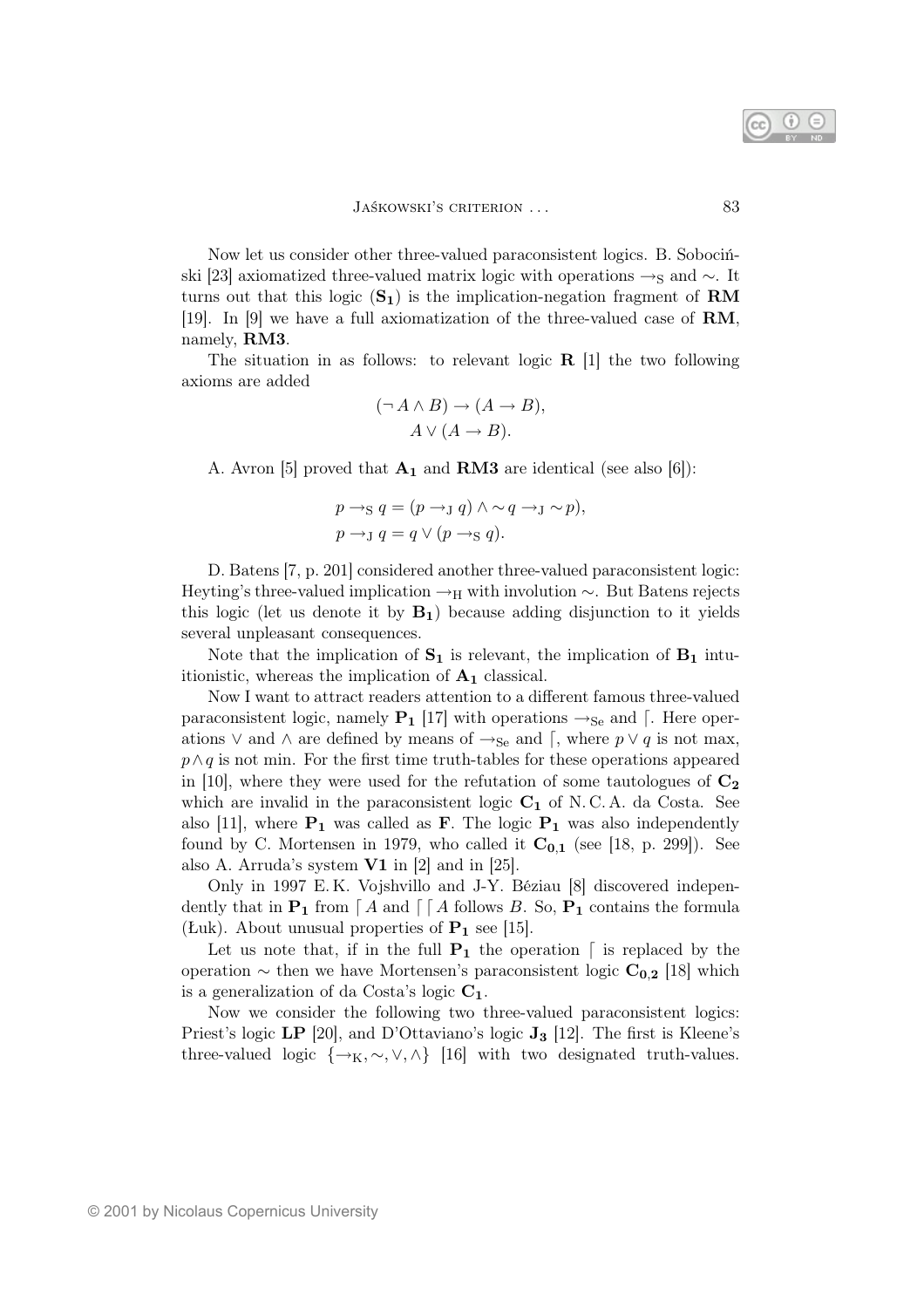Now let us consider other three-valued paraconsistent logics. B. Sobociński [23] axiomatized three-valued matrix logic with operations $\rightarrow_{\mathrm{S}}$ and $\sim$. It turns out that this logic ($\mathbf{S_1}$) is the implication-negation fragment of **RM** [19]. In [9] we have a full axiomatization of the three-valued case of **RM**, namely, **RM3**.

The situation in as follows: to relevant logic **R** [1] the two following axioms are added

$$(\neg A \wedge B) \rightarrow (A \rightarrow B),$$
$$A \vee (A \rightarrow B).$$

A. Avron [5] proved that $\mathbf{A_1}$ and **RM3** are identical (see also [6]):

$$p \rightarrow_{\mathrm{S}} q = (p \rightarrow_{\mathrm{J}} q) \wedge {\sim} q \rightarrow_{\mathrm{J}} {\sim} p),$$
$$p \rightarrow_{\mathrm{J}} q = q \vee (p \rightarrow_{\mathrm{S}} q).$$

D. Batens [7, p. 201] considered another three-valued paraconsistent logic: Heyting's three-valued implication $\rightarrow_{\mathrm{H}}$ with involution $\sim$. But Batens rejects this logic (let us denote it by $\mathbf{B_1}$) because adding disjunction to it yields several unpleasant consequences.

Note that the implication of $\mathbf{S_1}$ is relevant, the implication of $\mathbf{B_1}$ intuitionistic, whereas the implication of $\mathbf{A_1}$ classical.

Now I want to attract readers attention to a different famous three-valued paraconsistent logic, namely $\mathbf{P_1}$ [17] with operations $\rightarrow_{\mathrm{Se}}$ and $\lceil$. Here operations $\vee$ and $\wedge$ are defined by means of $\rightarrow_{\mathrm{Se}}$ and $\lceil$, where $p \vee q$ is not max, $p \wedge q$ is not min. For the first time truth-tables for these operations appeared in [10], where they were used for the refutation of some tautologues of $\mathbf{C_2}$ which are invalid in the paraconsistent logic $\mathbf{C_1}$ of N. C. A. da Costa. See also [11], where $\mathbf{P_1}$ was called as **F**. The logic $\mathbf{P_1}$ was also independently found by C. Mortensen in 1979, who called it $\mathbf{C_{0,1}}$ (see [18, p. 299]). See also A. Arruda's system **V1** in [2] and in [25].

Only in 1997 E. K. Vojshvillo and J-Y. Béziau [8] discovered independently that in $\mathbf{P_1}$ from $\lceil A$ and $\lceil\lceil A$ follows $B$. So, $\mathbf{P_1}$ contains the formula (Łuk). About unusual properties of $\mathbf{P_1}$ see [15].

Let us note that, if in the full $\mathbf{P_1}$ the operation $\lceil$ is replaced by the operation $\sim$ then we have Mortensen's paraconsistent logic $\mathbf{C_{0,2}}$ [18] which is a generalization of da Costa's logic $\mathbf{C_1}$.

Now we consider the following two three-valued paraconsistent logics: Priest's logic **LP** [20], and D'Ottaviano's logic $\mathbf{J_3}$ [12]. The first is Kleene's three-valued logic $\{\rightarrow_{\mathrm{K}}, \sim, \vee, \wedge\}$ [16] with two designated truth-values.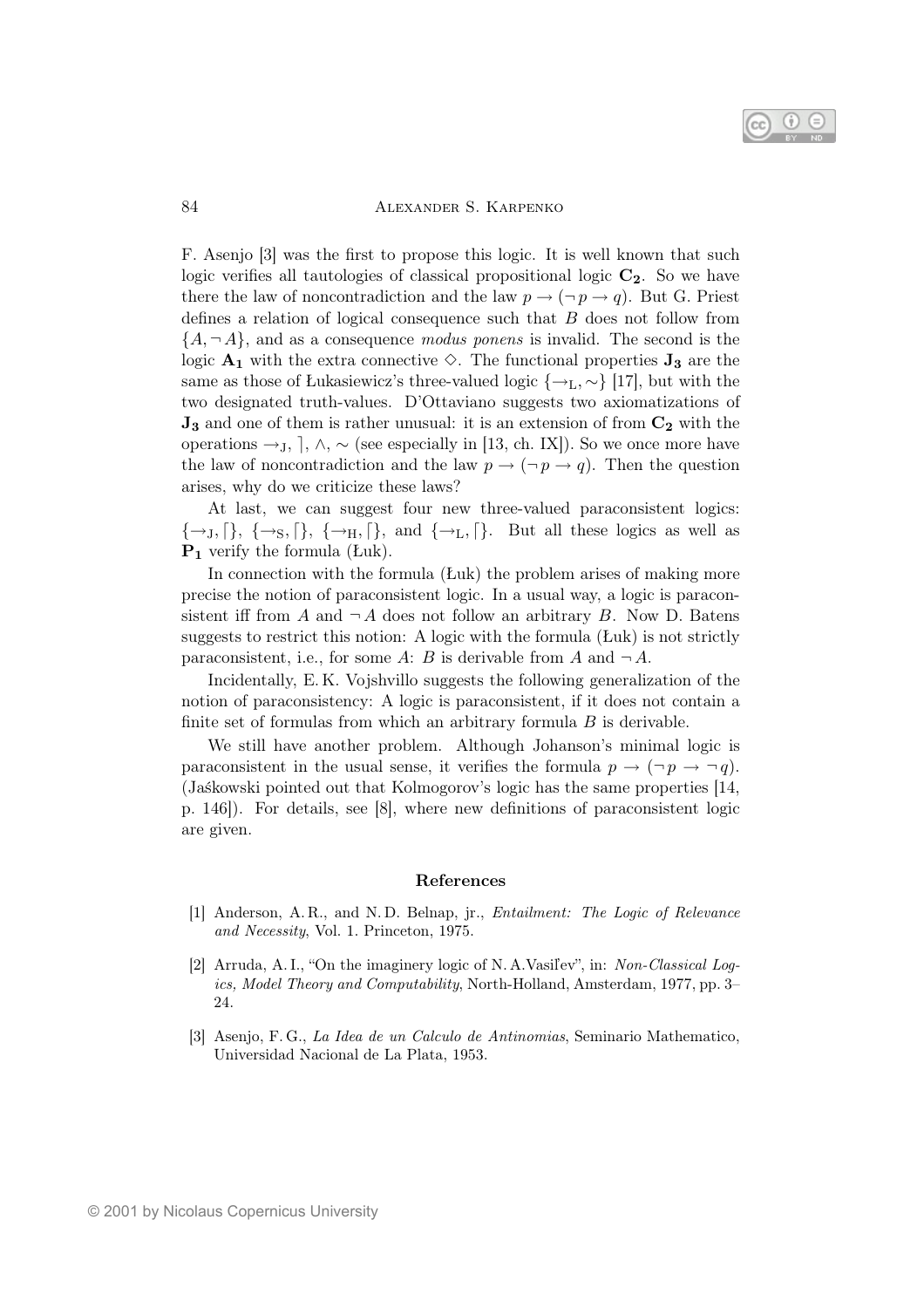F. Asenjo [3] was the first to propose this logic. It is well known that such logic verifies all tautologies of classical propositional logic $\mathbf{C_2}$. So we have there the law of noncontradiction and the law $p \to (\neg p \to q)$. But G. Priest defines a relation of logical consequence such that $B$ does not follow from $\{A, \neg A\}$, and as a consequence *modus ponens* is invalid. The second is the logic $\mathbf{A_1}$ with the extra connective $\diamond$. The functional properties $\mathbf{J_3}$ are the same as those of Łukasiewicz's three-valued logic $\{\to_{\text{L}}, \sim\}$ [17], but with the two designated truth-values. D'Ottaviano suggests two axiomatizations of $\mathbf{J_3}$ and one of them is rather unusual: it is an extension of from $\mathbf{C_2}$ with the operations $\to_{\text{J}}$, $\rceil$, $\wedge$, $\sim$ (see especially in [13, ch. IX]). So we once more have the law of noncontradiction and the law $p \to (\neg p \to q)$. Then the question arises, why do we criticize these laws?

At last, we can suggest four new three-valued paraconsistent logics: $\{\to_{\text{J}}, \lceil\}$, $\{\to_{\text{S}}, \lceil\}$, $\{\to_{\text{H}}, \lceil\}$, and $\{\to_{\text{L}}, \lceil\}$. But all these logics as well as $\mathbf{P_1}$ verify the formula (Łuk).

In connection with the formula (Łuk) the problem arises of making more precise the notion of paraconsistent logic. In a usual way, a logic is paraconsistent iff from $A$ and $\neg A$ does not follow an arbitrary $B$. Now D. Batens suggests to restrict this notion: A logic with the formula (Łuk) is not strictly paraconsistent, i.e., for some $A$: $B$ is derivable from $A$ and $\neg A$.

Incidentally, E. K. Vojshvillo suggests the following generalization of the notion of paraconsistency: A logic is paraconsistent, if it does not contain a finite set of formulas from which an arbitrary formula $B$ is derivable.

We still have another problem. Although Johanson's minimal logic is paraconsistent in the usual sense, it verifies the formula $p \to (\neg p \to \neg q)$. (Jaśkowski pointed out that Kolmogorov's logic has the same properties [14, p. 146]). For details, see [8], where new definitions of paraconsistent logic are given.

## References

[1] Anderson, A. R., and N. D. Belnap, jr., *Entailment: The Logic of Relevance and Necessity*, Vol. 1. Princeton, 1975.

[2] Arruda, A. I., "On the imaginery logic of N. A. Vasil'ev", in: *Non-Classical Logics, Model Theory and Computability*, North-Holland, Amsterdam, 1977, pp. 3–24.

[3] Asenjo, F. G., *La Idea de un Calculo de Antinomias*, Seminario Mathematico, Universidad Nacional de La Plata, 1953.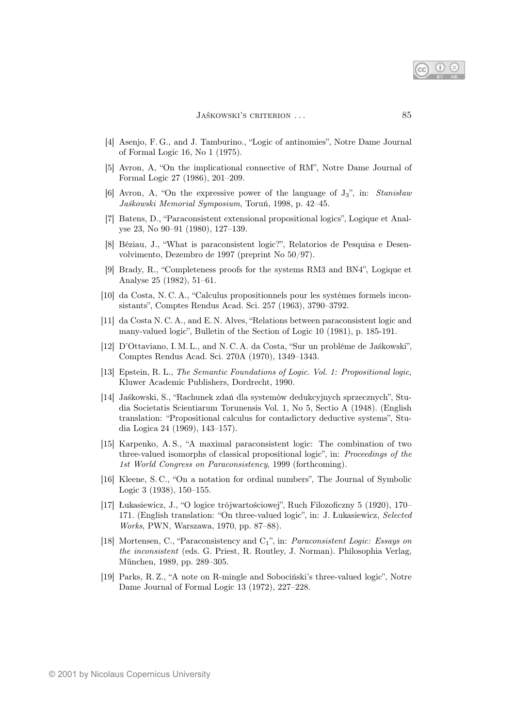[4] Asenjo, F. G., and J. Tamburino., "Logic of antinomies", Notre Dame Journal of Formal Logic 16, No 1 (1975).

[5] Avron, A, "On the implicational connective of RM", Notre Dame Journal of Formal Logic 27 (1986), 201–209.

[6] Avron, A, "On the expressive power of the language of $J_3$", in: *Stanisław Jaśkowski Memorial Symposium*, Toruń, 1998, p. 42–45.

[7] Batens, D., "Paraconsistent extensional propositional logics", Logique et Analyse 23, No 90–91 (1980), 127–139.

[8] Béziau, J., "What is paraconsistent logic?", Relatorios de Pesquisa e Desenvolvimento, Dezembro de 1997 (preprint No 50/97).

[9] Brady, R., "Completeness proofs for the systems RM3 and BN4", Logique et Analyse 25 (1982), 51–61.

[10] da Costa, N. C. A., "Calculus propositionnels pour les systémes formels inconsistants", Comptes Rendus Acad. Sci. 257 (1963), 3790–3792.

[11] da Costa N. C. A., and E. N. Alves, "Relations between paraconsistent logic and many-valued logic", Bulletin of the Section of Logic 10 (1981), p. 185-191.

[12] D'Ottaviano, I. M. L., and N. C. A. da Costa, "Sur un probléme de Jaśkowski", Comptes Rendus Acad. Sci. 270A (1970), 1349–1343.

[13] Epstein, R. L., *The Semantic Foundations of Logic. Vol. 1: Propositional logic*, Kluwer Academic Publishers, Dordrecht, 1990.

[14] Jaśkowski, S., "Rachunek zdań dla systemów dedukcyjnych sprzecznych", Studia Societatis Scientiarum Torunensis Vol. 1, No 5, Sectio A (1948). (English translation: "Propositional calculus for contadictory deductive systems", Studia Logica 24 (1969), 143–157).

[15] Karpenko, A. S., "A maximal paraconsistent logic: The combination of two three-valued isomorphs of classical propositional logic", in: *Proceedings of the 1st World Congress on Paraconsistency*, 1999 (forthcoming).

[16] Kleene, S. C., "On a notation for ordinal numbers", The Journal of Symbolic Logic 3 (1938), 150–155.

[17] Łukasiewicz, J., "O logice trójwartościowej", Ruch Filozoficzny 5 (1920), 170–171. (English translation: "On three-valued logic", in: J. Łukasiewicz, *Selected Works*, PWN, Warszawa, 1970, pp. 87–88).

[18] Mortensen, C., "Paraconsistency and $C_1$", in: *Paraconsistent Logic: Essays on the inconsistent* (eds. G. Priest, R. Routley, J. Norman). Philosophia Verlag, München, 1989, pp. 289–305.

[19] Parks, R. Z., "A note on R-mingle and Sobociński's three-valued logic", Notre Dame Journal of Formal Logic 13 (1972), 227–228.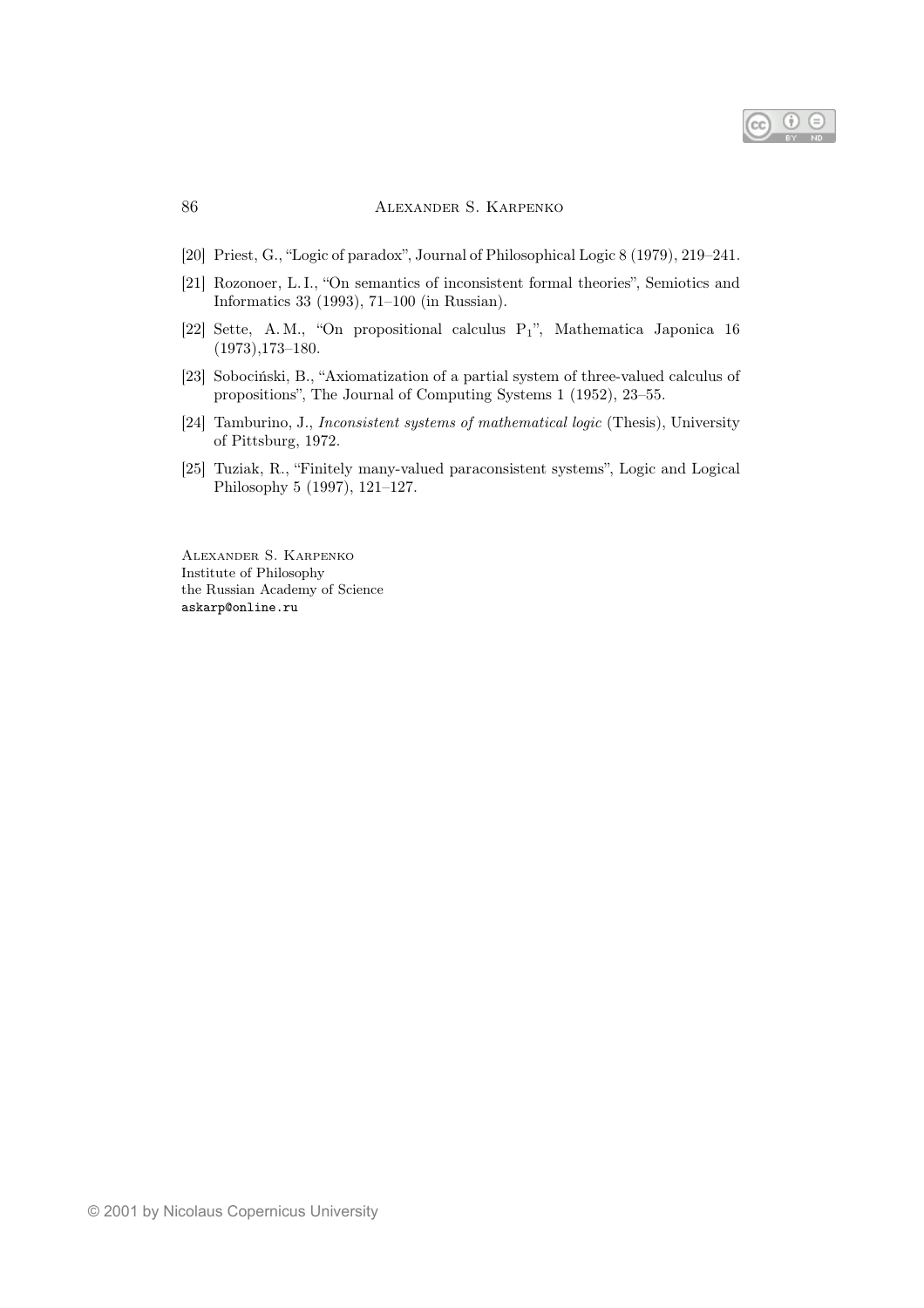[20] Priest, G., "Logic of paradox", Journal of Philosophical Logic 8 (1979), 219–241.

[21] Rozonoer, L. I., "On semantics of inconsistent formal theories", Semiotics and Informatics 33 (1993), 71–100 (in Russian).

[22] Sette, A. M., "On propositional calculus $P_1$", Mathematica Japonica 16 (1973),173–180.

[23] Sobociński, B., "Axiomatization of a partial system of three-valued calculus of propositions", The Journal of Computing Systems 1 (1952), 23–55.

[24] Tamburino, J., *Inconsistent systems of mathematical logic* (Thesis), University of Pittsburg, 1972.

[25] Tuziak, R., "Finitely many-valued paraconsistent systems", Logic and Logical Philosophy 5 (1997), 121–127.

Alexander S. Karpenko
Institute of Philosophy
the Russian Academy of Science
askarp@online.ru

© 2001 by Nicolaus Copernicus University